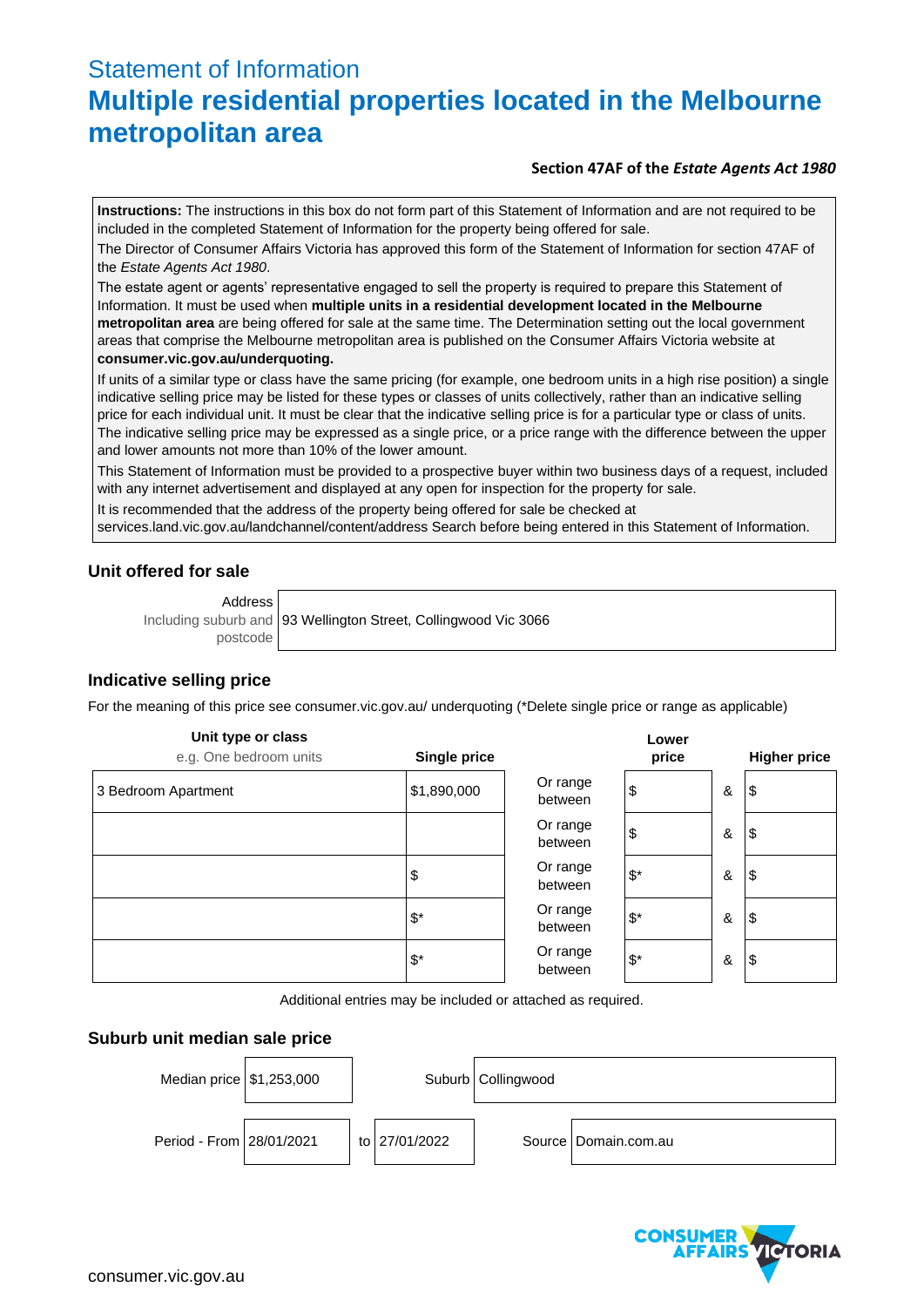# Statement of Information

# Multiple residential properties located in the Melbourne metropolitan area

**Section 47AF of the *Estate Agents Act 1980***

**Instructions:** The instructions in this box do not form part of this Statement of Information and are not required to be included in the completed Statement of Information for the property being offered for sale.

The Director of Consumer Affairs Victoria has approved this form of the Statement of Information for section 47AF of the *Estate Agents Act 1980*.

The estate agent or agents' representative engaged to sell the property is required to prepare this Statement of Information. It must be used when **multiple units in a residential development located in the Melbourne metropolitan area** are being offered for sale at the same time. The Determination setting out the local government areas that comprise the Melbourne metropolitan area is published on the Consumer Affairs Victoria website at **consumer.vic.gov.au/underquoting.**

If units of a similar type or class have the same pricing (for example, one bedroom units in a high rise position) a single indicative selling price may be listed for these types or classes of units collectively, rather than an indicative selling price for each individual unit. It must be clear that the indicative selling price is for a particular type or class of units. The indicative selling price may be expressed as a single price, or a price range with the difference between the upper and lower amounts not more than 10% of the lower amount.

This Statement of Information must be provided to a prospective buyer within two business days of a request, included with any internet advertisement and displayed at any open for inspection for the property for sale.

It is recommended that the address of the property being offered for sale be checked at services.land.vic.gov.au/landchannel/content/address Search before being entered in this Statement of Information.

## Unit offered for sale

| | |
|---|---|
| Address Including suburb and postcode | 93 Wellington Street, Collingwood Vic 3066 |

## Indicative selling price

For the meaning of this price see consumer.vic.gov.au/ underquoting (*Delete single price or range as applicable)

| Unit type or class e.g. One bedroom units | Single price | | Lower price | | Higher price |
|---|---|---|---|---|---|
| 3 Bedroom Apartment | $1,890,000 | Or range between | $ | & | $ |
| | | Or range between | $ | & | $ |
| | $ | Or range between | $* | & | $ |
| | $* | Or range between | $* | & | $ |
| | $* | Or range between | $* | & | $ |

Additional entries may be included or attached as required.

## Suburb unit median sale price

| | | | |
|---|---|---|---|
| Median price | $1,253,000 | Suburb | Collingwood |
| Period - From | 28/01/2021 to 27/01/2022 | Source | Domain.com.au |

consumer.vic.gov.au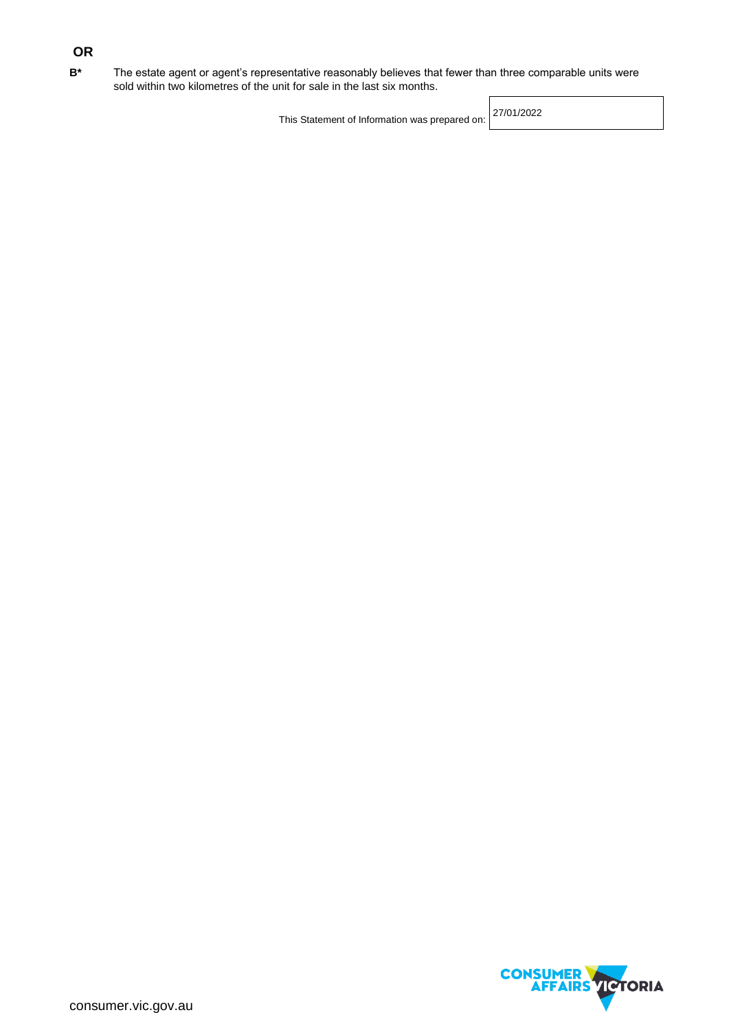**OR**

**B*** The estate agent or agent's representative reasonably believes that fewer than three comparable units were sold within two kilometres of the unit for sale in the last six months.

This Statement of Information was prepared on: 27/01/2022

consumer.vic.gov.au